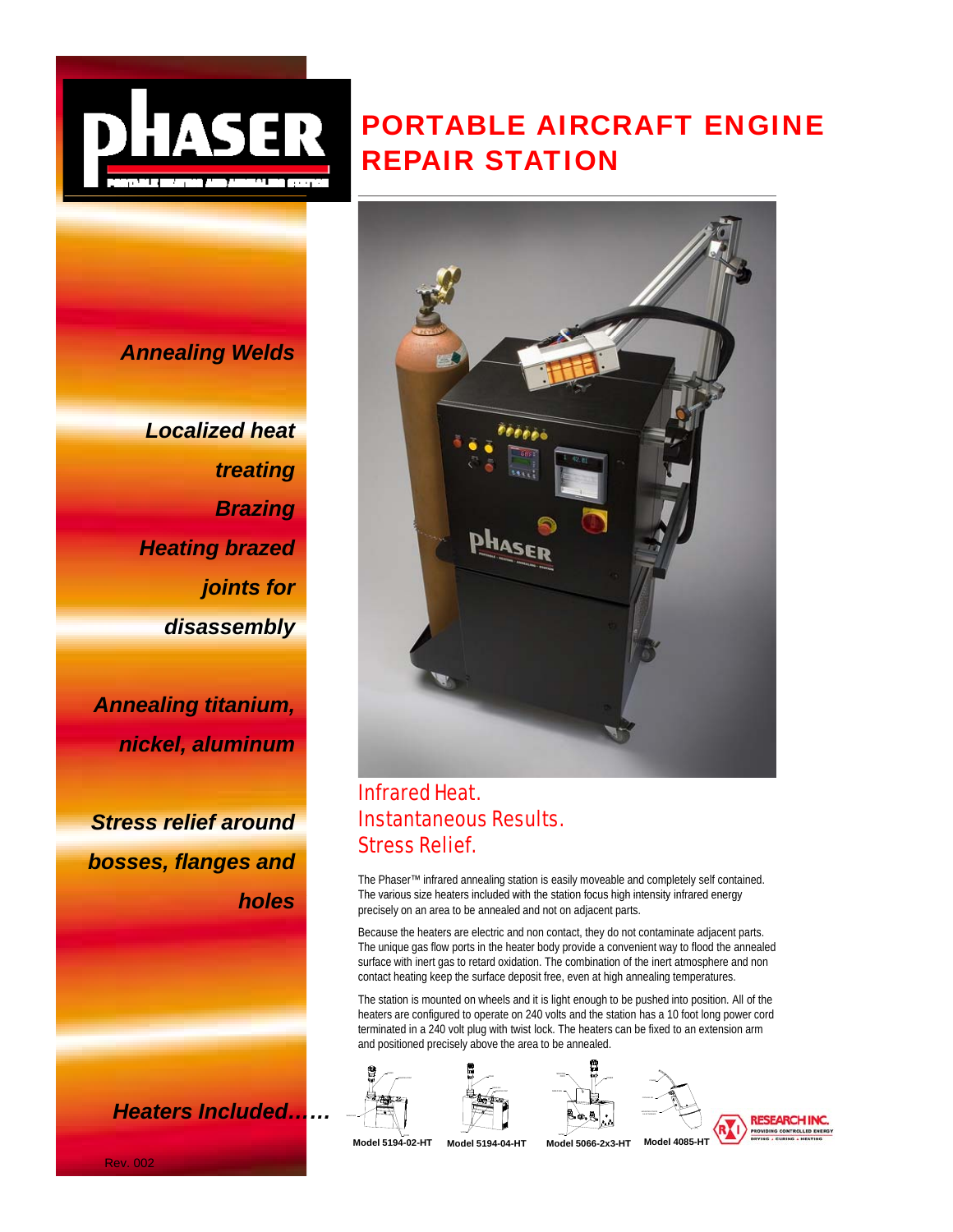# PORTABLE AIRCRAFT ENGINE REPAIR STATION

*Annealing Welds*

*Localized heat treating*

*Brazing*

*Heating brazed joints for disassembly*

*Annealing titanium, nickel, aluminum*

*Stress relief around bosses, flanges and holes*

## Infrared Heat. Instantaneous Results. Stress Relief.

The Phaser™ infrared annealing station is easily moveable and completely self contained. The various size heaters included with the station focus high intensity infrared energy precisely on an area to be annealed and not on adjacent parts.

Because the heaters are electric and non contact, they do not contaminate adjacent parts. The unique gas flow ports in the heater body provide a convenient way to flood the annealed surface with inert gas to retard oxidation. The combination of the inert atmosphere and non contact heating keep the surface deposit free, even at high annealing temperatures.

The station is mounted on wheels and it is light enough to be pushed into position. All of the heaters are configured to operate on 240 volts and the station has a 10 foot long power cord terminated in a 240 volt plug with twist lock. The heaters can be fixed to an extension arm and positioned precisely above the area to be annealed.

*Heaters Included……*

**Model 5194-02-HT** **Model 5194-04-HT** **Model 5066-2x3-HT** **Model 4085-HT**

RESEARCH INC. — PROVIDING CONTROLLED ENERGY — DRYING • CURING • HEATING

Rev. 002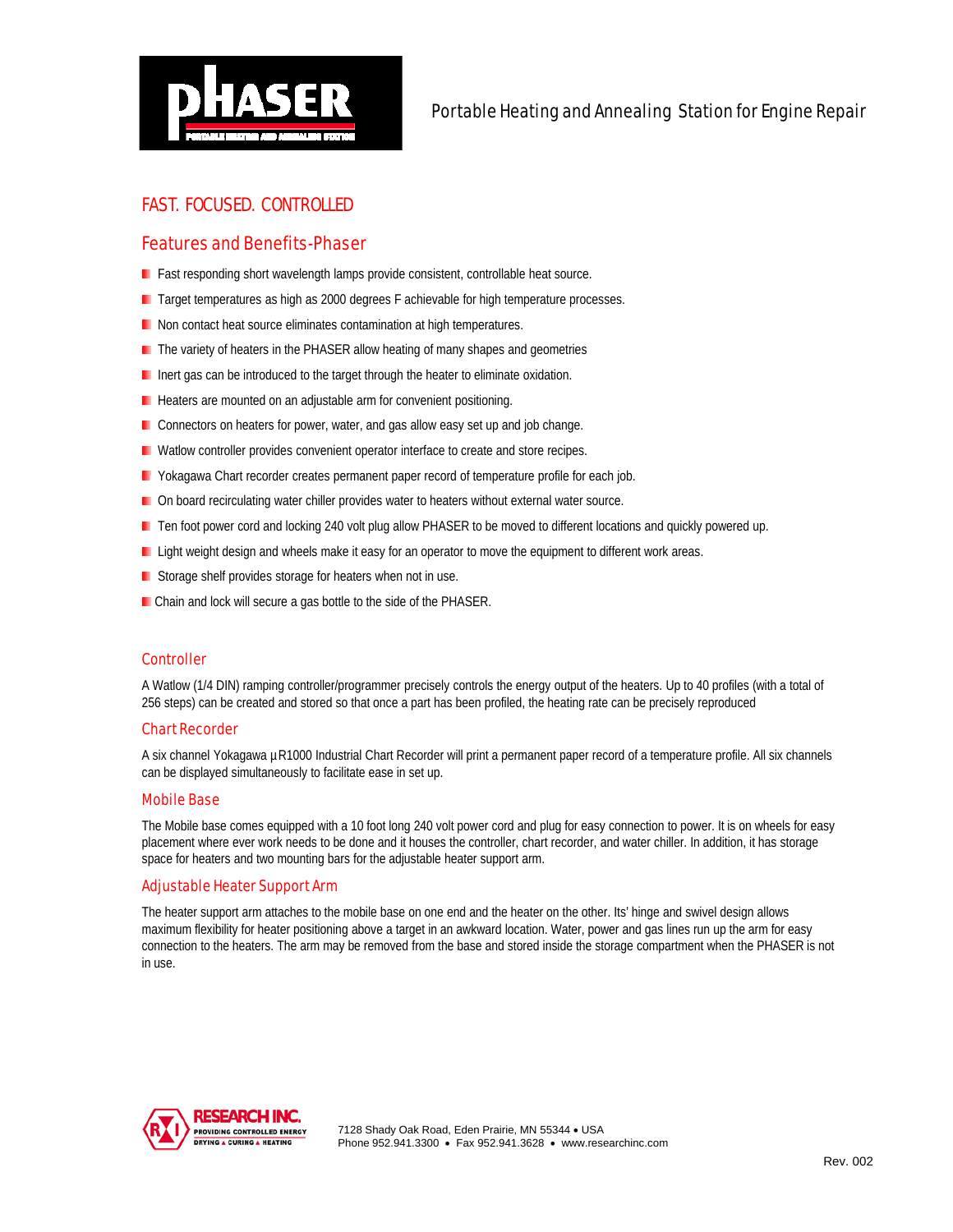# PHASER

Portable Heating and Annealing Station for Engine Repair

## FAST. FOCUSED. CONTROLLED

## Features and Benefits-Phaser

- Fast responding short wavelength lamps provide consistent, controllable heat source.
- Target temperatures as high as 2000 degrees F achievable for high temperature processes.
- Non contact heat source eliminates contamination at high temperatures.
- The variety of heaters in the PHASER allow heating of many shapes and geometries
- Inert gas can be introduced to the target through the heater to eliminate oxidation.
- Heaters are mounted on an adjustable arm for convenient positioning.
- Connectors on heaters for power, water, and gas allow easy set up and job change.
- Watlow controller provides convenient operator interface to create and store recipes.
- Yokagawa Chart recorder creates permanent paper record of temperature profile for each job.
- On board recirculating water chiller provides water to heaters without external water source.
- Ten foot power cord and locking 240 volt plug allow PHASER to be moved to different locations and quickly powered up.
- Light weight design and wheels make it easy for an operator to move the equipment to different work areas.
- Storage shelf provides storage for heaters when not in use.
- Chain and lock will secure a gas bottle to the side of the PHASER.

### Controller

A Watlow (1/4 DIN) ramping controller/programmer precisely controls the energy output of the heaters. Up to 40 profiles (with a total of 256 steps) can be created and stored so that once a part has been profiled, the heating rate can be precisely reproduced

### Chart Recorder

A six channel Yokagawa µR1000 Industrial Chart Recorder will print a permanent paper record of a temperature profile. All six channels can be displayed simultaneously to facilitate ease in set up.

### Mobile Base

The Mobile base comes equipped with a 10 foot long 240 volt power cord and plug for easy connection to power. It is on wheels for easy placement where ever work needs to be done and it houses the controller, chart recorder, and water chiller. In addition, it has storage space for heaters and two mounting bars for the adjustable heater support arm.

### Adjustable Heater Support Arm

The heater support arm attaches to the mobile base on one end and the heater on the other. Its' hinge and swivel design allows maximum flexibility for heater positioning above a target in an awkward location. Water, power and gas lines run up the arm for easy connection to the heaters. The arm may be removed from the base and stored inside the storage compartment when the PHASER is not in use.

RESEARCH INC.
PROVIDING CONTROLLED ENERGY
DRYING ▲ CURING ▲ HEATING

7128 Shady Oak Road, Eden Prairie, MN 55344 • USA
Phone 952.941.3300 • Fax 952.941.3628 • www.researchinc.com

Rev. 002